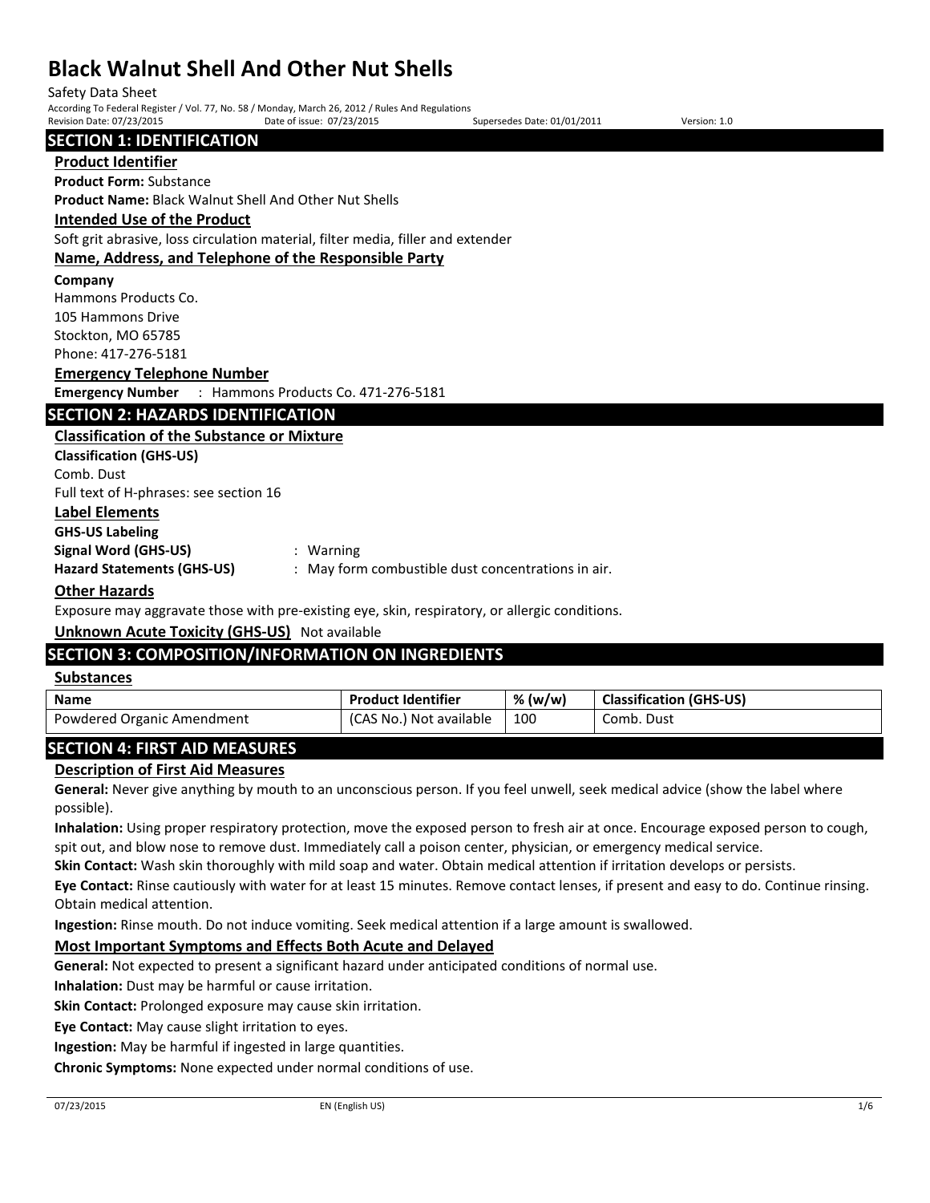# Black Walnut Shell And Other Nut Shells

Safety Data Sheet

According To Federal Register / Vol. 77, No. 58 / Monday, March 26, 2012 / Rules And Regulations

Revision Date: 07/23/2015 Date of issue: 07/23/2015 Supersedes Date: 01/01/2011 Version: 1.0

## SECTION 1: IDENTIFICATION

### Product Identifier

**Product Form:** Substance

**Product Name:** Black Walnut Shell And Other Nut Shells

### Intended Use of the Product

Soft grit abrasive, loss circulation material, filter media, filler and extender

### Name, Address, and Telephone of the Responsible Party

**Company**

Hammons Products Co.
105 Hammons Drive
Stockton, MO 65785
Phone: 417-276-5181

### Emergency Telephone Number

**Emergency Number** : Hammons Products Co. 471-276-5181

## SECTION 2: HAZARDS IDENTIFICATION

### Classification of the Substance or Mixture

**Classification (GHS-US)**

Comb. Dust

Full text of H-phrases: see section 16

### Label Elements

**GHS-US Labeling**

**Signal Word (GHS-US)** : Warning

**Hazard Statements (GHS-US)** : May form combustible dust concentrations in air.

### Other Hazards

Exposure may aggravate those with pre-existing eye, skin, respiratory, or allergic conditions.

**Unknown Acute Toxicity (GHS-US)** Not available

## SECTION 3: COMPOSITION/INFORMATION ON INGREDIENTS

### Substances

| Name | Product Identifier | % (w/w) | Classification (GHS-US) |
| --- | --- | --- | --- |
| Powdered Organic Amendment | (CAS No.) Not available | 100 | Comb. Dust |

## SECTION 4: FIRST AID MEASURES

### Description of First Aid Measures

**General:** Never give anything by mouth to an unconscious person. If you feel unwell, seek medical advice (show the label where possible).

**Inhalation:** Using proper respiratory protection, move the exposed person to fresh air at once. Encourage exposed person to cough, spit out, and blow nose to remove dust. Immediately call a poison center, physician, or emergency medical service.

**Skin Contact:** Wash skin thoroughly with mild soap and water. Obtain medical attention if irritation develops or persists.

**Eye Contact:** Rinse cautiously with water for at least 15 minutes. Remove contact lenses, if present and easy to do. Continue rinsing. Obtain medical attention.

**Ingestion:** Rinse mouth. Do not induce vomiting. Seek medical attention if a large amount is swallowed.

### Most Important Symptoms and Effects Both Acute and Delayed

**General:** Not expected to present a significant hazard under anticipated conditions of normal use.

**Inhalation:** Dust may be harmful or cause irritation.

**Skin Contact:** Prolonged exposure may cause skin irritation.

**Eye Contact:** May cause slight irritation to eyes.

**Ingestion:** May be harmful if ingested in large quantities.

**Chronic Symptoms:** None expected under normal conditions of use.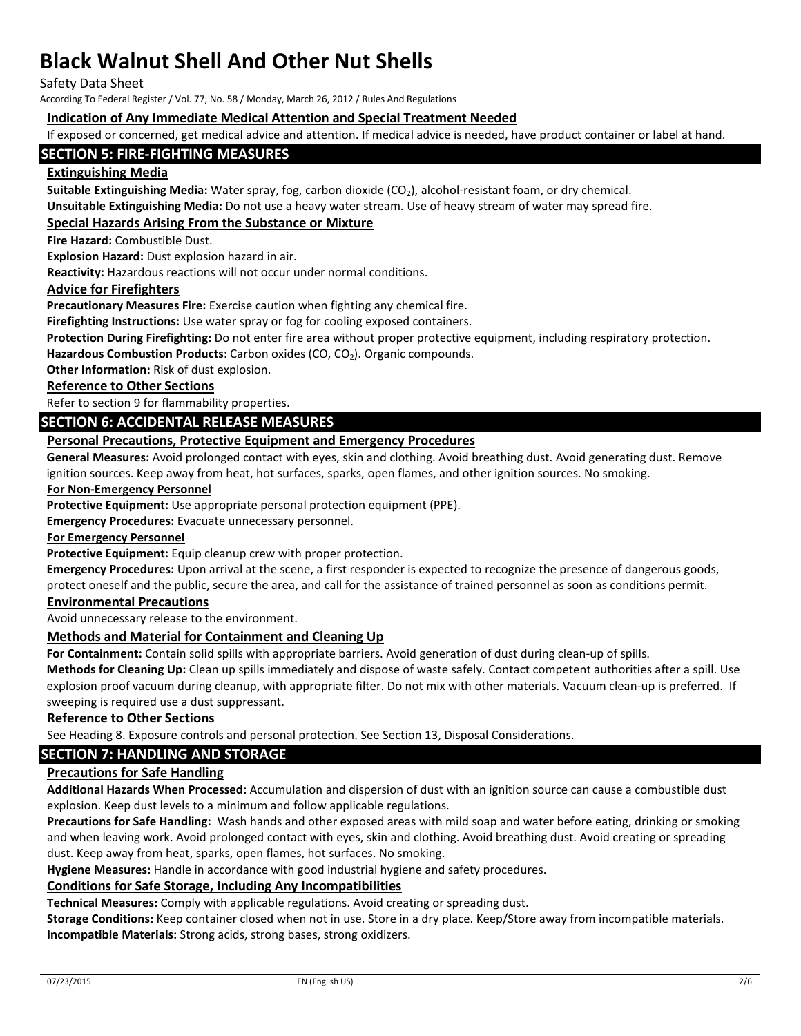### Indication of Any Immediate Medical Attention and Special Treatment Needed

If exposed or concerned, get medical advice and attention. If medical advice is needed, have product container or label at hand.

## SECTION 5: FIRE-FIGHTING MEASURES

### Extinguishing Media

**Suitable Extinguishing Media:** Water spray, fog, carbon dioxide ($CO_2$), alcohol-resistant foam, or dry chemical.

**Unsuitable Extinguishing Media:** Do not use a heavy water stream. Use of heavy stream of water may spread fire.

### Special Hazards Arising From the Substance or Mixture

**Fire Hazard:** Combustible Dust.

**Explosion Hazard:** Dust explosion hazard in air.

**Reactivity:** Hazardous reactions will not occur under normal conditions.

### Advice for Firefighters

**Precautionary Measures Fire:** Exercise caution when fighting any chemical fire.

**Firefighting Instructions:** Use water spray or fog for cooling exposed containers.

**Protection During Firefighting:** Do not enter fire area without proper protective equipment, including respiratory protection.

**Hazardous Combustion Products**: Carbon oxides ($CO$, $CO_2$). Organic compounds.

**Other Information:** Risk of dust explosion.

### Reference to Other Sections

Refer to section 9 for flammability properties.

## SECTION 6: ACCIDENTAL RELEASE MEASURES

### Personal Precautions, Protective Equipment and Emergency Procedures

**General Measures:** Avoid prolonged contact with eyes, skin and clothing. Avoid breathing dust. Avoid generating dust. Remove ignition sources. Keep away from heat, hot surfaces, sparks, open flames, and other ignition sources. No smoking.

#### For Non-Emergency Personnel

**Protective Equipment:** Use appropriate personal protection equipment (PPE).

**Emergency Procedures:** Evacuate unnecessary personnel.

#### For Emergency Personnel

**Protective Equipment:** Equip cleanup crew with proper protection.

**Emergency Procedures:** Upon arrival at the scene, a first responder is expected to recognize the presence of dangerous goods, protect oneself and the public, secure the area, and call for the assistance of trained personnel as soon as conditions permit.

### Environmental Precautions

Avoid unnecessary release to the environment.

### Methods and Material for Containment and Cleaning Up

**For Containment:** Contain solid spills with appropriate barriers. Avoid generation of dust during clean-up of spills.

**Methods for Cleaning Up:** Clean up spills immediately and dispose of waste safely. Contact competent authorities after a spill. Use explosion proof vacuum during cleanup, with appropriate filter. Do not mix with other materials. Vacuum clean-up is preferred. If sweeping is required use a dust suppressant.

### Reference to Other Sections

See Heading 8. Exposure controls and personal protection. See Section 13, Disposal Considerations.

## SECTION 7: HANDLING AND STORAGE

### Precautions for Safe Handling

**Additional Hazards When Processed:** Accumulation and dispersion of dust with an ignition source can cause a combustible dust explosion. Keep dust levels to a minimum and follow applicable regulations.

**Precautions for Safe Handling:** Wash hands and other exposed areas with mild soap and water before eating, drinking or smoking and when leaving work. Avoid prolonged contact with eyes, skin and clothing. Avoid breathing dust. Avoid creating or spreading dust. Keep away from heat, sparks, open flames, hot surfaces. No smoking.

**Hygiene Measures:** Handle in accordance with good industrial hygiene and safety procedures.

### Conditions for Safe Storage, Including Any Incompatibilities

**Technical Measures:** Comply with applicable regulations. Avoid creating or spreading dust.

**Storage Conditions:** Keep container closed when not in use. Store in a dry place. Keep/Store away from incompatible materials.

**Incompatible Materials:** Strong acids, strong bases, strong oxidizers.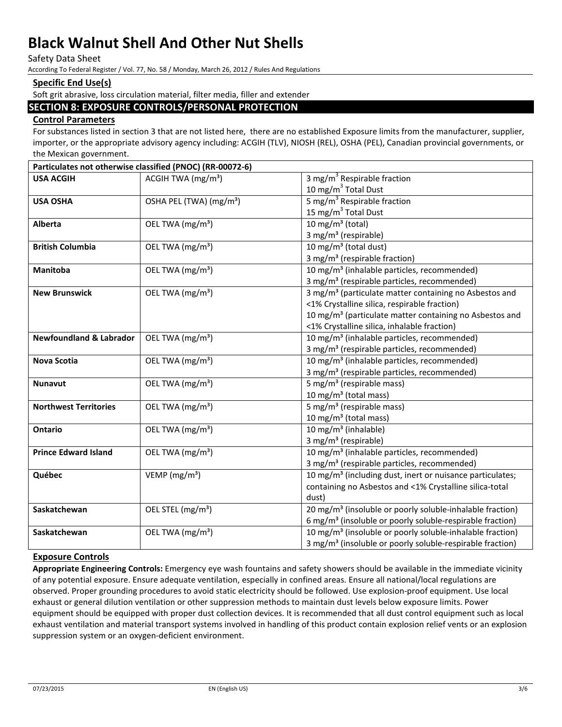### Specific End Use(s)

Soft grit abrasive, loss circulation material, filter media, filler and extender

## SECTION 8: EXPOSURE CONTROLS/PERSONAL PROTECTION

### Control Parameters

For substances listed in section 3 that are not listed here, there are no established Exposure limits from the manufacturer, supplier, importer, or the appropriate advisory agency including: ACGIH (TLV), NIOSH (REL), OSHA (PEL), Canadian provincial governments, or the Mexican government.

| Particulates not otherwise classified (PNOC) (RR-00072-6) | | |
|---|---|---|
| **USA ACGIH** | ACGIH TWA (mg/m³) | 3 mg/m³ Respirable fraction<br>10 mg/m³ Total Dust |
| **USA OSHA** | OSHA PEL (TWA) (mg/m³) | 5 mg/m³ Respirable fraction<br>15 mg/m³ Total Dust |
| **Alberta** | OEL TWA (mg/m³) | 10 mg/m³ (total)<br>3 mg/m³ (respirable) |
| **British Columbia** | OEL TWA (mg/m³) | 10 mg/m³ (total dust)<br>3 mg/m³ (respirable fraction) |
| **Manitoba** | OEL TWA (mg/m³) | 10 mg/m³ (inhalable particles, recommended)<br>3 mg/m³ (respirable particles, recommended) |
| **New Brunswick** | OEL TWA (mg/m³) | 3 mg/m³ (particulate matter containing no Asbestos and <1% Crystalline silica, respirable fraction)<br>10 mg/m³ (particulate matter containing no Asbestos and <1% Crystalline silica, inhalable fraction) |
| **Newfoundland & Labrador** | OEL TWA (mg/m³) | 10 mg/m³ (inhalable particles, recommended)<br>3 mg/m³ (respirable particles, recommended) |
| **Nova Scotia** | OEL TWA (mg/m³) | 10 mg/m³ (inhalable particles, recommended)<br>3 mg/m³ (respirable particles, recommended) |
| **Nunavut** | OEL TWA (mg/m³) | 5 mg/m³ (respirable mass)<br>10 mg/m³ (total mass) |
| **Northwest Territories** | OEL TWA (mg/m³) | 5 mg/m³ (respirable mass)<br>10 mg/m³ (total mass) |
| **Ontario** | OEL TWA (mg/m³) | 10 mg/m³ (inhalable)<br>3 mg/m³ (respirable) |
| **Prince Edward Island** | OEL TWA (mg/m³) | 10 mg/m³ (inhalable particles, recommended)<br>3 mg/m³ (respirable particles, recommended) |
| **Québec** | VEMP (mg/m³) | 10 mg/m³ (including dust, inert or nuisance particulates; containing no Asbestos and <1% Crystalline silica-total dust) |
| **Saskatchewan** | OEL STEL (mg/m³) | 20 mg/m³ (insoluble or poorly soluble-inhalable fraction)<br>6 mg/m³ (insoluble or poorly soluble-respirable fraction) |
| **Saskatchewan** | OEL TWA (mg/m³) | 10 mg/m³ (insoluble or poorly soluble-inhalable fraction)<br>3 mg/m³ (insoluble or poorly soluble-respirable fraction) |

### Exposure Controls

**Appropriate Engineering Controls:** Emergency eye wash fountains and safety showers should be available in the immediate vicinity of any potential exposure. Ensure adequate ventilation, especially in confined areas. Ensure all national/local regulations are observed. Proper grounding procedures to avoid static electricity should be followed. Use explosion-proof equipment. Use local exhaust or general dilution ventilation or other suppression methods to maintain dust levels below exposure limits. Power equipment should be equipped with proper dust collection devices. It is recommended that all dust control equipment such as local exhaust ventilation and material transport systems involved in handling of this product contain explosion relief vents or an explosion suppression system or an oxygen-deficient environment.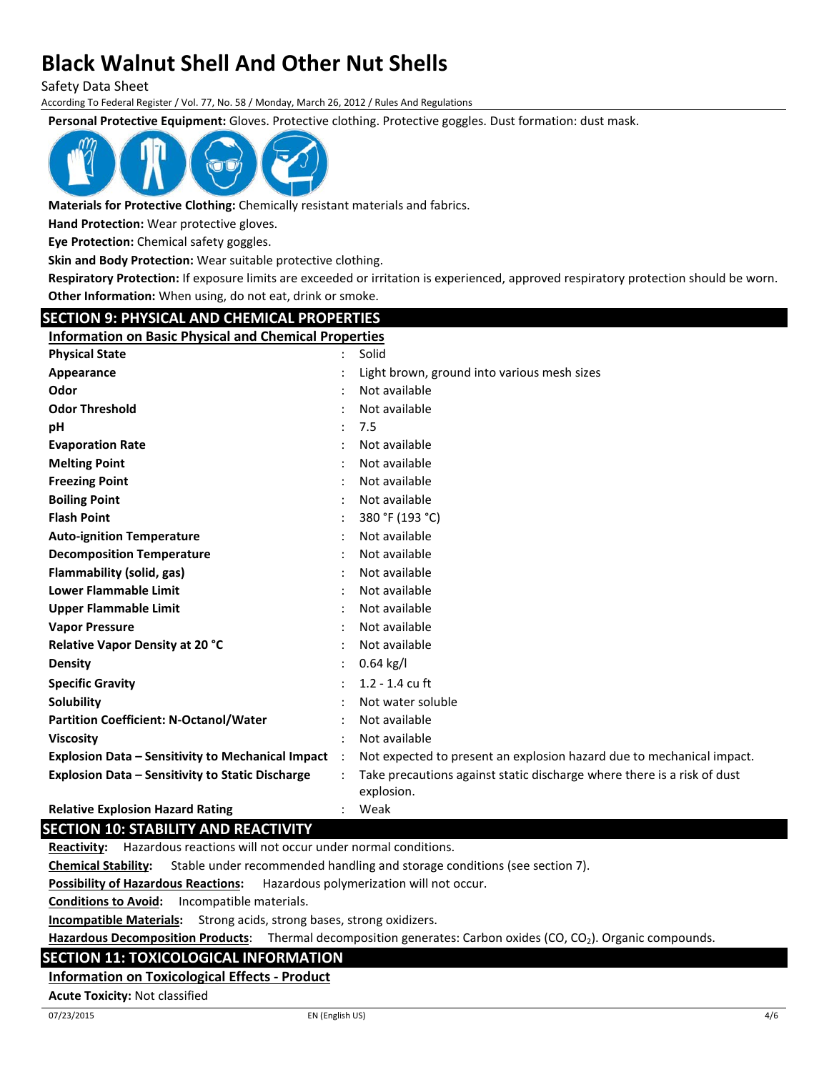**Personal Protective Equipment:** Gloves. Protective clothing. Protective goggles. Dust formation: dust mask.

**Materials for Protective Clothing:** Chemically resistant materials and fabrics.

**Hand Protection:** Wear protective gloves.

**Eye Protection:** Chemical safety goggles.

**Skin and Body Protection:** Wear suitable protective clothing.

**Respiratory Protection:** If exposure limits are exceeded or irritation is experienced, approved respiratory protection should be worn.

**Other Information:** When using, do not eat, drink or smoke.

## SECTION 9: PHYSICAL AND CHEMICAL PROPERTIES

### Information on Basic Physical and Chemical Properties

| Property | Value |
|---|---|
| **Physical State** | Solid |
| **Appearance** | Light brown, ground into various mesh sizes |
| **Odor** | Not available |
| **Odor Threshold** | Not available |
| **pH** | 7.5 |
| **Evaporation Rate** | Not available |
| **Melting Point** | Not available |
| **Freezing Point** | Not available |
| **Boiling Point** | Not available |
| **Flash Point** | 380 °F (193 °C) |
| **Auto-ignition Temperature** | Not available |
| **Decomposition Temperature** | Not available |
| **Flammability (solid, gas)** | Not available |
| **Lower Flammable Limit** | Not available |
| **Upper Flammable Limit** | Not available |
| **Vapor Pressure** | Not available |
| **Relative Vapor Density at 20 °C** | Not available |
| **Density** | 0.64 kg/l |
| **Specific Gravity** | 1.2 - 1.4 cu ft |
| **Solubility** | Not water soluble |
| **Partition Coefficient: N-Octanol/Water** | Not available |
| **Viscosity** | Not available |
| **Explosion Data – Sensitivity to Mechanical Impact** | Not expected to present an explosion hazard due to mechanical impact. |
| **Explosion Data – Sensitivity to Static Discharge** | Take precautions against static discharge where there is a risk of dust explosion. |
| **Relative Explosion Hazard Rating** | Weak |

## SECTION 10: STABILITY AND REACTIVITY

**Reactivity:** Hazardous reactions will not occur under normal conditions.

**Chemical Stability:** Stable under recommended handling and storage conditions (see section 7).

**Possibility of Hazardous Reactions:** Hazardous polymerization will not occur.

**Conditions to Avoid:** Incompatible materials.

**Incompatible Materials:** Strong acids, strong bases, strong oxidizers.

**Hazardous Decomposition Products:** Thermal decomposition generates: Carbon oxides ($CO$, $CO_2$). Organic compounds.

## SECTION 11: TOXICOLOGICAL INFORMATION

### Information on Toxicological Effects - Product

**Acute Toxicity:** Not classified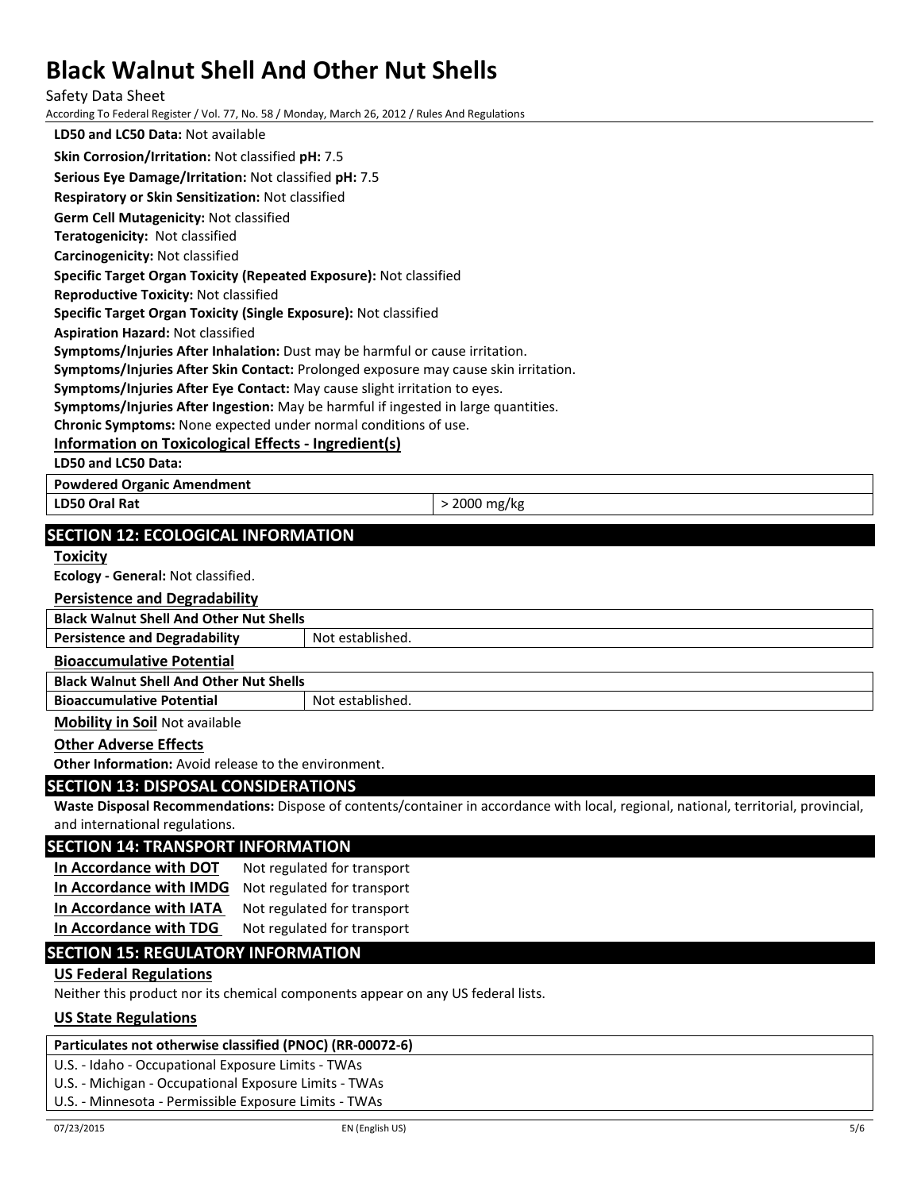**LD50 and LC50 Data:** Not available

**Skin Corrosion/Irritation:** Not classified **pH:** 7.5

**Serious Eye Damage/Irritation:** Not classified **pH:** 7.5

**Respiratory or Skin Sensitization:** Not classified

**Germ Cell Mutagenicity:** Not classified

**Teratogenicity:** Not classified

**Carcinogenicity:** Not classified

**Specific Target Organ Toxicity (Repeated Exposure):** Not classified

**Reproductive Toxicity:** Not classified

**Specific Target Organ Toxicity (Single Exposure):** Not classified

**Aspiration Hazard:** Not classified

**Symptoms/Injuries After Inhalation:** Dust may be harmful or cause irritation.

**Symptoms/Injuries After Skin Contact:** Prolonged exposure may cause skin irritation.

**Symptoms/Injuries After Eye Contact:** May cause slight irritation to eyes.

**Symptoms/Injuries After Ingestion:** May be harmful if ingested in large quantities.

**Chronic Symptoms:** None expected under normal conditions of use.

**Information on Toxicological Effects - Ingredient(s)**

**LD50 and LC50 Data:**

| **Powdered Organic Amendment** | |
|---|---|
| **LD50 Oral Rat** | > 2000 mg/kg |

## SECTION 12: ECOLOGICAL INFORMATION

**Toxicity**

**Ecology - General:** Not classified.

**Persistence and Degradability**

| **Black Walnut Shell And Other Nut Shells** | |
|---|---|
| **Persistence and Degradability** | Not established. |

**Bioaccumulative Potential**

| **Black Walnut Shell And Other Nut Shells** | |
|---|---|
| **Bioaccumulative Potential** | Not established. |

**Mobility in Soil** Not available

**Other Adverse Effects**

**Other Information:** Avoid release to the environment.

## SECTION 13: DISPOSAL CONSIDERATIONS

**Waste Disposal Recommendations:** Dispose of contents/container in accordance with local, regional, national, territorial, provincial, and international regulations.

## SECTION 14: TRANSPORT INFORMATION

**In Accordance with DOT** Not regulated for transport

**In Accordance with IMDG** Not regulated for transport

**In Accordance with IATA** Not regulated for transport

**In Accordance with TDG** Not regulated for transport

## SECTION 15: REGULATORY INFORMATION

**US Federal Regulations**

Neither this product nor its chemical components appear on any US federal lists.

**US State Regulations**

| **Particulates not otherwise classified (PNOC) (RR-00072-6)** |
|---|
| U.S. - Idaho - Occupational Exposure Limits - TWAs |
| U.S. - Michigan - Occupational Exposure Limits - TWAs |
| U.S. - Minnesota - Permissible Exposure Limits - TWAs |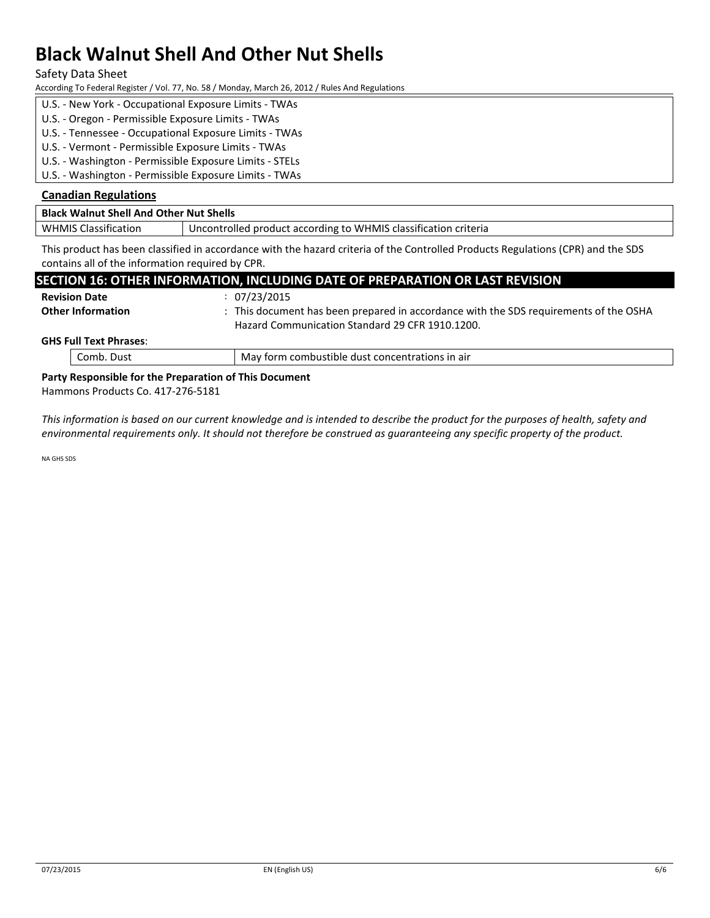| |
|---|
| U.S. - New York - Occupational Exposure Limits - TWAs |
| U.S. - Oregon - Permissible Exposure Limits - TWAs |
| U.S. - Tennessee - Occupational Exposure Limits - TWAs |
| U.S. - Vermont - Permissible Exposure Limits - TWAs |
| U.S. - Washington - Permissible Exposure Limits - STELs |
| U.S. - Washington - Permissible Exposure Limits - TWAs |

### Canadian Regulations

| Black Walnut Shell And Other Nut Shells | |
|---|---|
| WHMIS Classification | Uncontrolled product according to WHMIS classification criteria |

This product has been classified in accordance with the hazard criteria of the Controlled Products Regulations (CPR) and the SDS contains all of the information required by CPR.

## SECTION 16: OTHER INFORMATION, INCLUDING DATE OF PREPARATION OR LAST REVISION

**Revision Date** : 07/23/2015

**Other Information** : This document has been prepared in accordance with the SDS requirements of the OSHA Hazard Communication Standard 29 CFR 1910.1200.

**GHS Full Text Phrases**:

| | |
|---|---|
| Comb. Dust | May form combustible dust concentrations in air |

**Party Responsible for the Preparation of This Document**

Hammons Products Co. 417-276-5181

*This information is based on our current knowledge and is intended to describe the product for the purposes of health, safety and environmental requirements only. It should not therefore be construed as guaranteeing any specific property of the product.*

NA GHS SDS